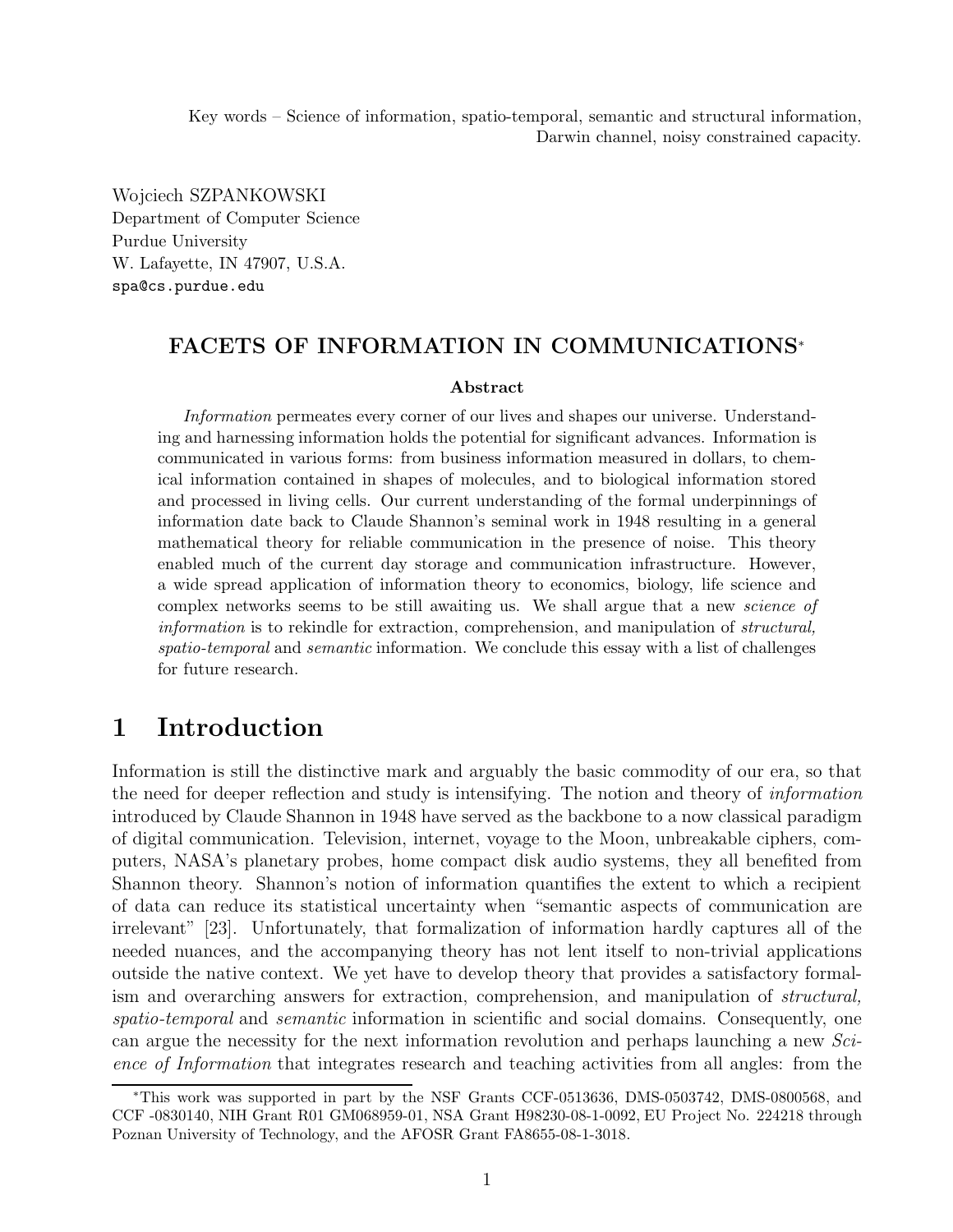Key words – Science of information, spatio-temporal, semantic and structural information, Darwin channel, noisy constrained capacity.

Wojciech SZPANKOWSKI
Department of Computer Science
Purdue University
W. Lafayette, IN 47907, U.S.A.
spa@cs.purdue.edu

## FACETS OF INFORMATION IN COMMUNICATIONS*

**Abstract**

*Information* permeates every corner of our lives and shapes our universe. Understanding and harnessing information holds the potential for significant advances. Information is communicated in various forms: from business information measured in dollars, to chemical information contained in shapes of molecules, and to biological information stored and processed in living cells. Our current understanding of the formal underpinnings of information date back to Claude Shannon's seminal work in 1948 resulting in a general mathematical theory for reliable communication in the presence of noise. This theory enabled much of the current day storage and communication infrastructure. However, a wide spread application of information theory to economics, biology, life science and complex networks seems to be still awaiting us. We shall argue that a new *science of information* is to rekindle for extraction, comprehension, and manipulation of *structural, spatio-temporal* and *semantic* information. We conclude this essay with a list of challenges for future research.

# 1 Introduction

Information is still the distinctive mark and arguably the basic commodity of our era, so that the need for deeper reflection and study is intensifying. The notion and theory of *information* introduced by Claude Shannon in 1948 have served as the backbone to a now classical paradigm of digital communication. Television, internet, voyage to the Moon, unbreakable ciphers, computers, NASA's planetary probes, home compact disk audio systems, they all benefited from Shannon theory. Shannon's notion of information quantifies the extent to which a recipient of data can reduce its statistical uncertainty when "semantic aspects of communication are irrelevant" [23]. Unfortunately, that formalization of information hardly captures all of the needed nuances, and the accompanying theory has not lent itself to non-trivial applications outside the native context. We yet have to develop theory that provides a satisfactory formalism and overarching answers for extraction, comprehension, and manipulation of *structural, spatio-temporal* and *semantic* information in scientific and social domains. Consequently, one can argue the necessity for the next information revolution and perhaps launching a new *Science of Information* that integrates research and teaching activities from all angles: from the

*This work was supported in part by the NSF Grants CCF-0513636, DMS-0503742, DMS-0800568, and CCF -0830140, NIH Grant R01 GM068959-01, NSA Grant H98230-08-1-0092, EU Project No. 224218 through Poznan University of Technology, and the AFOSR Grant FA8655-08-1-3018.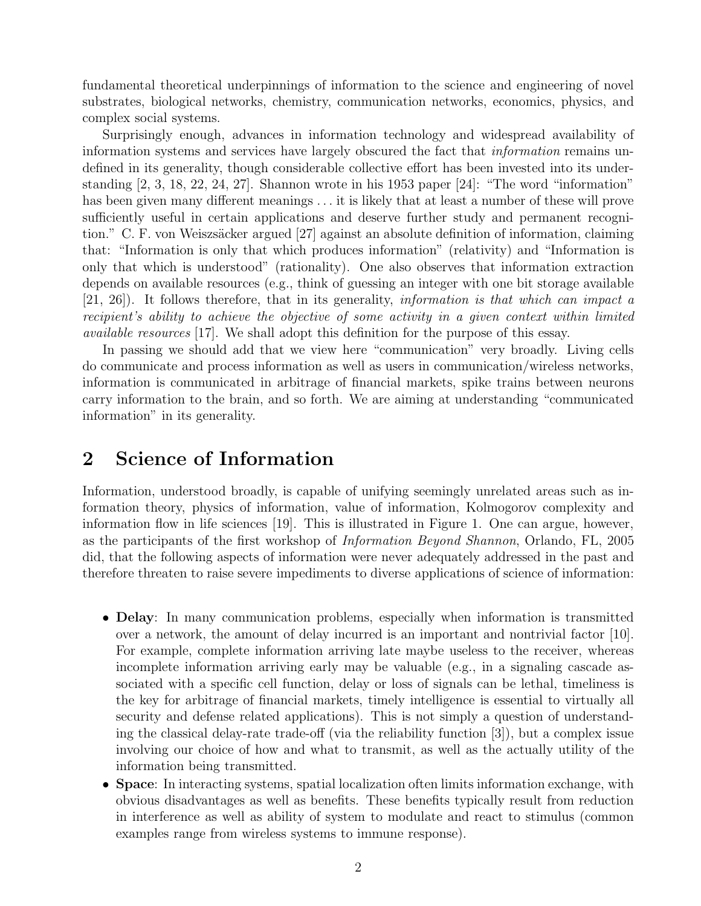fundamental theoretical underpinnings of information to the science and engineering of novel substrates, biological networks, chemistry, communication networks, economics, physics, and complex social systems.

Surprisingly enough, advances in information technology and widespread availability of information systems and services have largely obscured the fact that *information* remains undefined in its generality, though considerable collective effort has been invested into its understanding [2, 3, 18, 22, 24, 27]. Shannon wrote in his 1953 paper [24]: "The word "information" has been given many different meanings . . . it is likely that at least a number of these will prove sufficiently useful in certain applications and deserve further study and permanent recognition." C. F. von Weizsäcker argued [27] against an absolute definition of information, claiming that: "Information is only that which produces information" (relativity) and "Information is only that which is understood" (rationality). One also observes that information extraction depends on available resources (e.g., think of guessing an integer with one bit storage available [21, 26]). It follows therefore, that in its generality, *information is that which can impact a recipient's ability to achieve the objective of some activity in a given context within limited available resources* [17]. We shall adopt this definition for the purpose of this essay.

In passing we should add that we view here "communication" very broadly. Living cells do communicate and process information as well as users in communication/wireless networks, information is communicated in arbitrage of financial markets, spike trains between neurons carry information to the brain, and so forth. We are aiming at understanding "communicated information" in its generality.

## 2 Science of Information

Information, understood broadly, is capable of unifying seemingly unrelated areas such as information theory, physics of information, value of information, Kolmogorov complexity and information flow in life sciences [19]. This is illustrated in Figure 1. One can argue, however, as the participants of the first workshop of *Information Beyond Shannon*, Orlando, FL, 2005 did, that the following aspects of information were never adequately addressed in the past and therefore threaten to raise severe impediments to diverse applications of science of information:

- **Delay**: In many communication problems, especially when information is transmitted over a network, the amount of delay incurred is an important and nontrivial factor [10]. For example, complete information arriving late maybe useless to the receiver, whereas incomplete information arriving early may be valuable (e.g., in a signaling cascade associated with a specific cell function, delay or loss of signals can be lethal, timeliness is the key for arbitrage of financial markets, timely intelligence is essential to virtually all security and defense related applications). This is not simply a question of understanding the classical delay-rate trade-off (via the reliability function [3]), but a complex issue involving our choice of how and what to transmit, as well as the actually utility of the information being transmitted.
- **Space**: In interacting systems, spatial localization often limits information exchange, with obvious disadvantages as well as benefits. These benefits typically result from reduction in interference as well as ability of system to modulate and react to stimulus (common examples range from wireless systems to immune response).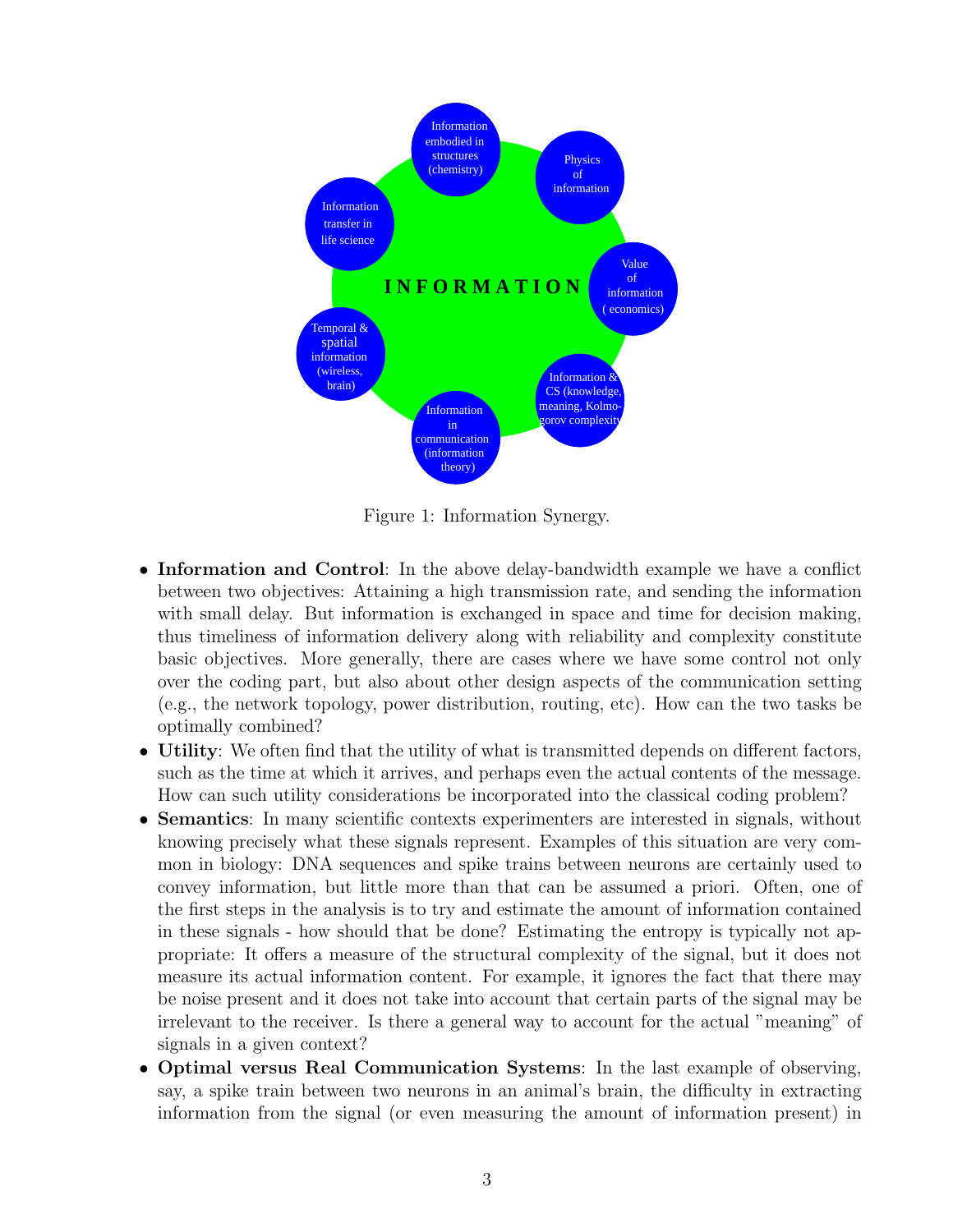INFORMATION

Information embodied in structures (chemistry)

Physics of information

Value of information (economics)

Information & CS (knowledge, meaning, Kolmogorov complexity)

Information in communication (information theory)

Temporal & spatial information (wireless, brain)

Information transfer in life science

Figure 1: Information Synergy.

- **Information and Control**: In the above delay-bandwidth example we have a conflict between two objectives: Attaining a high transmission rate, and sending the information with small delay. But information is exchanged in space and time for decision making, thus timeliness of information delivery along with reliability and complexity constitute basic objectives. More generally, there are cases where we have some control not only over the coding part, but also about other design aspects of the communication setting (e.g., the network topology, power distribution, routing, etc). How can the two tasks be optimally combined?
- **Utility**: We often find that the utility of what is transmitted depends on different factors, such as the time at which it arrives, and perhaps even the actual contents of the message. How can such utility considerations be incorporated into the classical coding problem?
- **Semantics**: In many scientific contexts experimenters are interested in signals, without knowing precisely what these signals represent. Examples of this situation are very common in biology: DNA sequences and spike trains between neurons are certainly used to convey information, but little more than that can be assumed a priori. Often, one of the first steps in the analysis is to try and estimate the amount of information contained in these signals - how should that be done? Estimating the entropy is typically not appropriate: It offers a measure of the structural complexity of the signal, but it does not measure its actual information content. For example, it ignores the fact that there may be noise present and it does not take into account that certain parts of the signal may be irrelevant to the receiver. Is there a general way to account for the actual "meaning" of signals in a given context?
- **Optimal versus Real Communication Systems**: In the last example of observing, say, a spike train between two neurons in an animal's brain, the difficulty in extracting information from the signal (or even measuring the amount of information present) in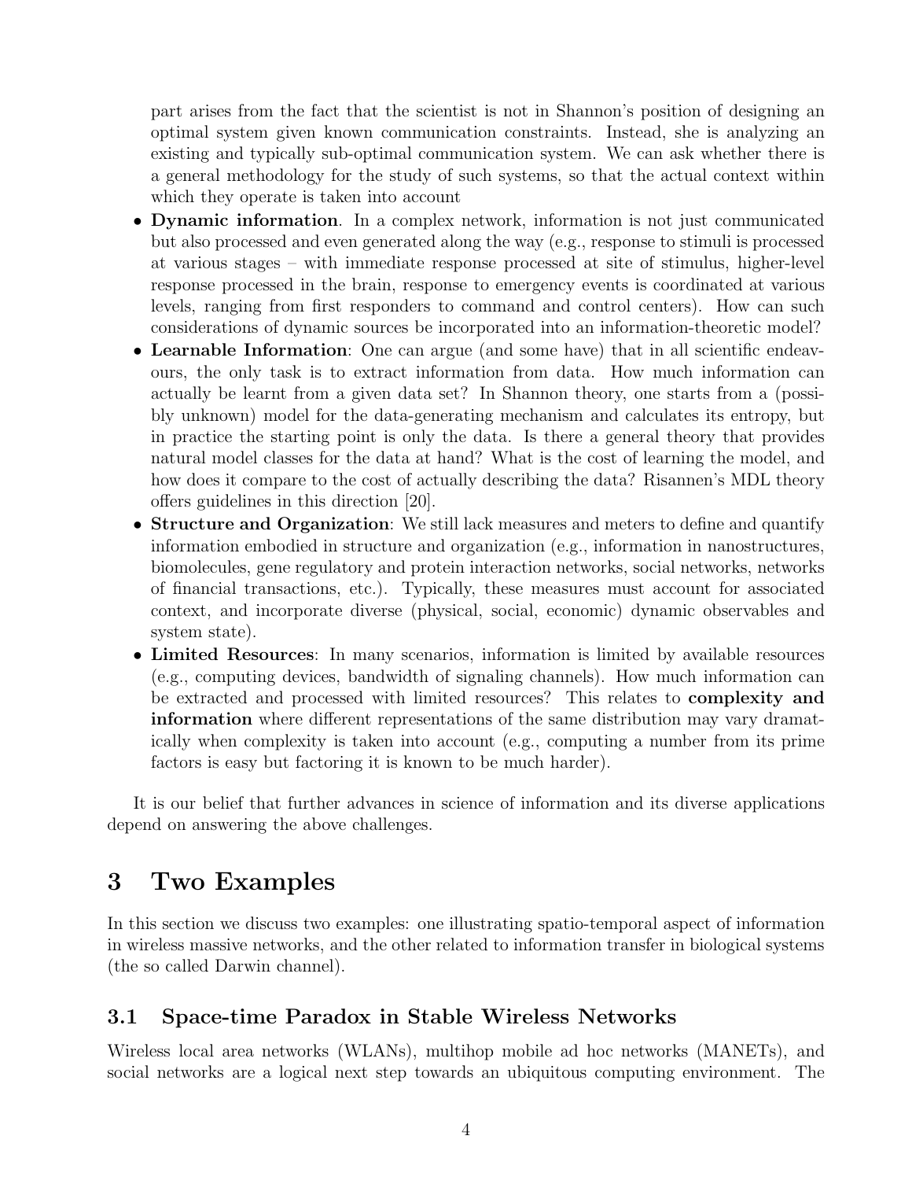part arises from the fact that the scientist is not in Shannon's position of designing an optimal system given known communication constraints. Instead, she is analyzing an existing and typically sub-optimal communication system. We can ask whether there is a general methodology for the study of such systems, so that the actual context within which they operate is taken into account

- **Dynamic information**. In a complex network, information is not just communicated but also processed and even generated along the way (e.g., response to stimuli is processed at various stages – with immediate response processed at site of stimulus, higher-level response processed in the brain, response to emergency events is coordinated at various levels, ranging from first responders to command and control centers). How can such considerations of dynamic sources be incorporated into an information-theoretic model?
- **Learnable Information**: One can argue (and some have) that in all scientific endeavours, the only task is to extract information from data. How much information can actually be learnt from a given data set? In Shannon theory, one starts from a (possibly unknown) model for the data-generating mechanism and calculates its entropy, but in practice the starting point is only the data. Is there a general theory that provides natural model classes for the data at hand? What is the cost of learning the model, and how does it compare to the cost of actually describing the data? Risannen's MDL theory offers guidelines in this direction [20].
- **Structure and Organization**: We still lack measures and meters to define and quantify information embodied in structure and organization (e.g., information in nanostructures, biomolecules, gene regulatory and protein interaction networks, social networks, networks of financial transactions, etc.). Typically, these measures must account for associated context, and incorporate diverse (physical, social, economic) dynamic observables and system state).
- **Limited Resources**: In many scenarios, information is limited by available resources (e.g., computing devices, bandwidth of signaling channels). How much information can be extracted and processed with limited resources? This relates to **complexity and information** where different representations of the same distribution may vary dramatically when complexity is taken into account (e.g., computing a number from its prime factors is easy but factoring it is known to be much harder).

It is our belief that further advances in science of information and its diverse applications depend on answering the above challenges.

# 3 Two Examples

In this section we discuss two examples: one illustrating spatio-temporal aspect of information in wireless massive networks, and the other related to information transfer in biological systems (the so called Darwin channel).

## 3.1 Space-time Paradox in Stable Wireless Networks

Wireless local area networks (WLANs), multihop mobile ad hoc networks (MANETs), and social networks are a logical next step towards an ubiquitous computing environment. The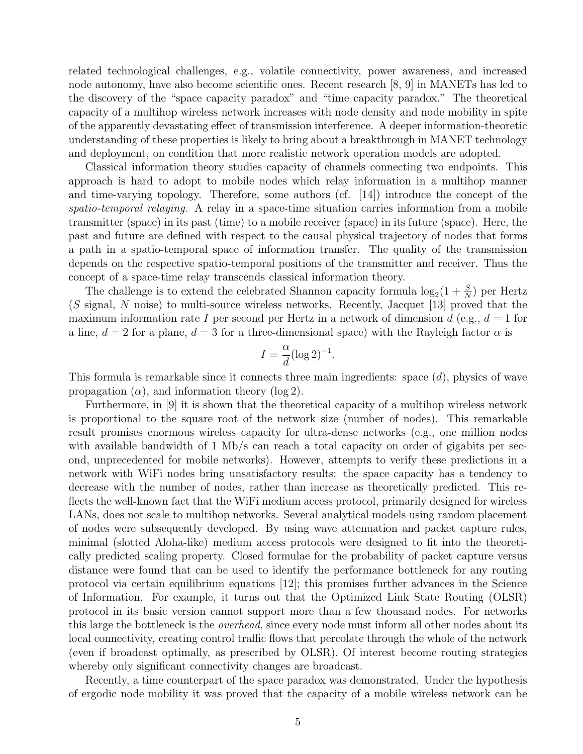related technological challenges, e.g., volatile connectivity, power awareness, and increased node autonomy, have also become scientific ones. Recent research [8, 9] in MANETs has led to the discovery of the "space capacity paradox" and "time capacity paradox." The theoretical capacity of a multihop wireless network increases with node density and node mobility in spite of the apparently devastating effect of transmission interference. A deeper information-theoretic understanding of these properties is likely to bring about a breakthrough in MANET technology and deployment, on condition that more realistic network operation models are adopted.

Classical information theory studies capacity of channels connecting two endpoints. This approach is hard to adopt to mobile nodes which relay information in a multihop manner and time-varying topology. Therefore, some authors (cf. [14]) introduce the concept of the *spatio-temporal relaying*. A relay in a space-time situation carries information from a mobile transmitter (space) in its past (time) to a mobile receiver (space) in its future (space). Here, the past and future are defined with respect to the causal physical trajectory of nodes that forms a path in a spatio-temporal space of information transfer. The quality of the transmission depends on the respective spatio-temporal positions of the transmitter and receiver. Thus the concept of a space-time relay transcends classical information theory.

The challenge is to extend the celebrated Shannon capacity formula $\log_2(1 + \frac{S}{N})$ per Hertz ($S$ signal, $N$ noise) to multi-source wireless networks. Recently, Jacquet [13] proved that the maximum information rate $I$ per second per Hertz in a network of dimension $d$ (e.g., $d = 1$ for a line, $d = 2$ for a plane, $d = 3$ for a three-dimensional space) with the Rayleigh factor $\alpha$ is

$$I = \frac{\alpha}{d}(\log 2)^{-1}.$$

This formula is remarkable since it connects three main ingredients: space ($d$), physics of wave propagation ($\alpha$), and information theory ($\log 2$).

Furthermore, in [9] it is shown that the theoretical capacity of a multihop wireless network is proportional to the square root of the network size (number of nodes). This remarkable result promises enormous wireless capacity for ultra-dense networks (e.g., one million nodes with available bandwidth of 1 Mb/s can reach a total capacity on order of gigabits per second, unprecedented for mobile networks). However, attempts to verify these predictions in a network with WiFi nodes bring unsatisfactory results: the space capacity has a tendency to decrease with the number of nodes, rather than increase as theoretically predicted. This reflects the well-known fact that the WiFi medium access protocol, primarily designed for wireless LANs, does not scale to multihop networks. Several analytical models using random placement of nodes were subsequently developed. By using wave attenuation and packet capture rules, minimal (slotted Aloha-like) medium access protocols were designed to fit into the theoretically predicted scaling property. Closed formulae for the probability of packet capture versus distance were found that can be used to identify the performance bottleneck for any routing protocol via certain equilibrium equations [12]; this promises further advances in the Science of Information. For example, it turns out that the Optimized Link State Routing (OLSR) protocol in its basic version cannot support more than a few thousand nodes. For networks this large the bottleneck is the *overhead*, since every node must inform all other nodes about its local connectivity, creating control traffic flows that percolate through the whole of the network (even if broadcast optimally, as prescribed by OLSR). Of interest become routing strategies whereby only significant connectivity changes are broadcast.

Recently, a time counterpart of the space paradox was demonstrated. Under the hypothesis of ergodic node mobility it was proved that the capacity of a mobile wireless network can be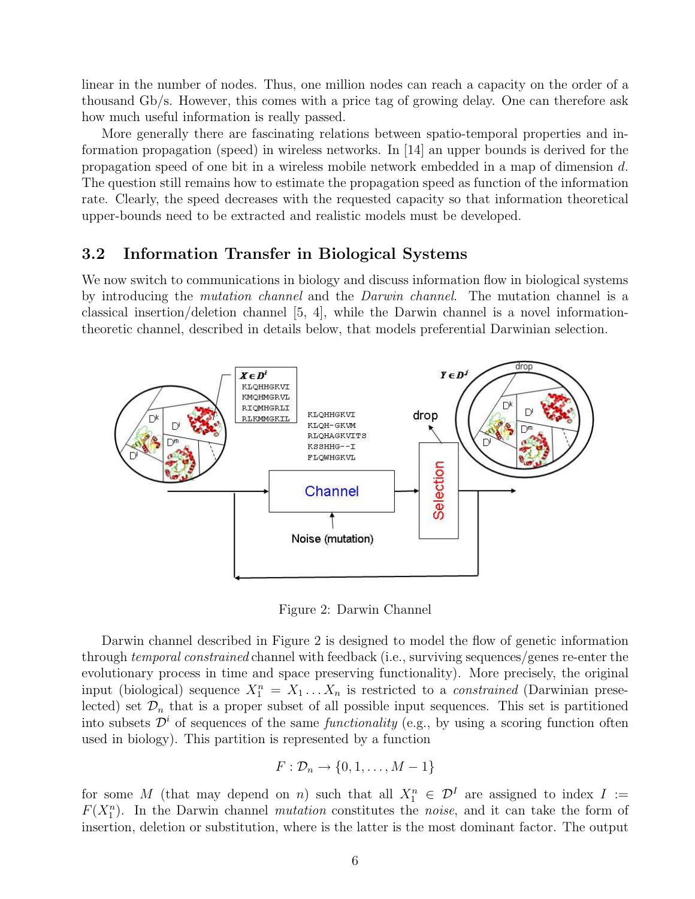linear in the number of nodes. Thus, one million nodes can reach a capacity on the order of a thousand Gb/s. However, this comes with a price tag of growing delay. One can therefore ask how much useful information is really passed.

More generally there are fascinating relations between spatio-temporal properties and information propagation (speed) in wireless networks. In [14] an upper bounds is derived for the propagation speed of one bit in a wireless mobile network embedded in a map of dimension $d$. The question still remains how to estimate the propagation speed as function of the information rate. Clearly, the speed decreases with the requested capacity so that information theoretical upper-bounds need to be extracted and realistic models must be developed.

## 3.2 Information Transfer in Biological Systems

We now switch to communications in biology and discuss information flow in biological systems by introducing the *mutation channel* and the *Darwin channel*. The mutation channel is a classical insertion/deletion channel [5, 4], while the Darwin channel is a novel information-theoretic channel, described in details below, that models preferential Darwinian selection.

Figure 2: Darwin Channel

Darwin channel described in Figure 2 is designed to model the flow of genetic information through *temporal constrained* channel with feedback (i.e., surviving sequences/genes re-enter the evolutionary process in time and space preserving functionality). More precisely, the original input (biological) sequence $X_1^n = X_1 \ldots X_n$ is restricted to a *constrained* (Darwinian preselected) set $\mathcal{D}_n$ that is a proper subset of all possible input sequences. This set is partitioned into subsets $\mathcal{D}^i$ of sequences of the same *functionality* (e.g., by using a scoring function often used in biology). This partition is represented by a function

$$F : \mathcal{D}_n \to \{0, 1, \ldots, M-1\}$$

for some $M$ (that may depend on $n$) such that all $X_1^n \in \mathcal{D}^I$ are assigned to index $I := F(X_1^n)$. In the Darwin channel *mutation* constitutes the *noise*, and it can take the form of insertion, deletion or substitution, where is the latter is the most dominant factor. The output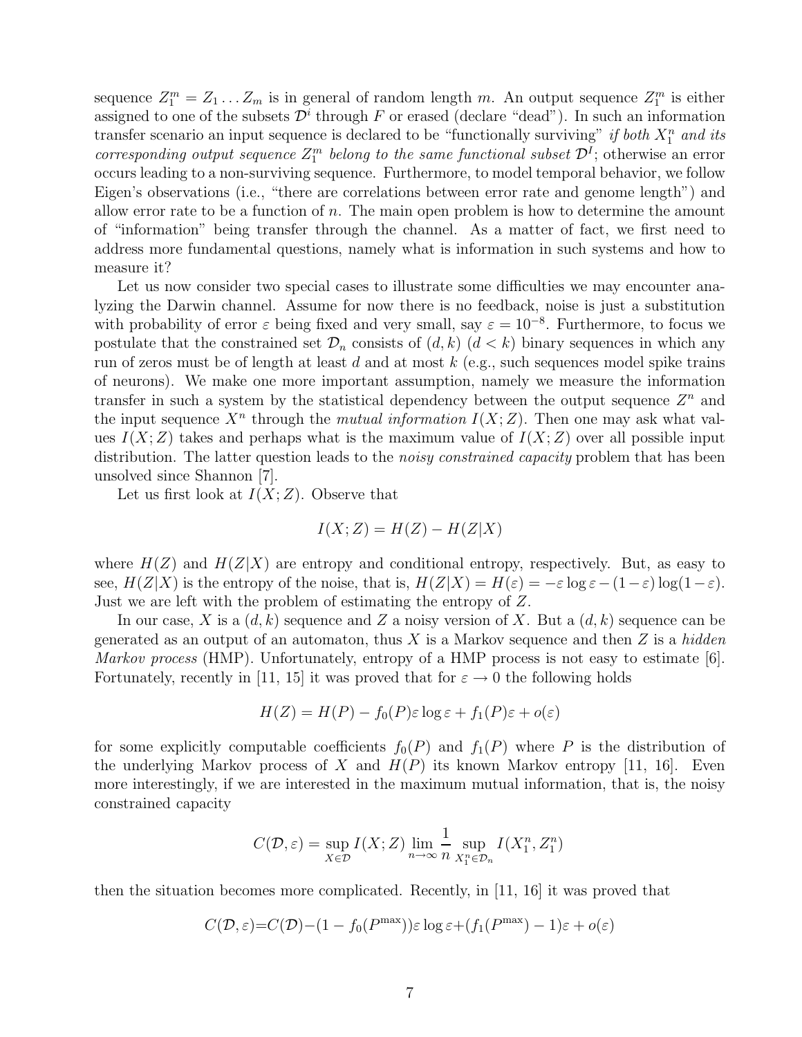sequence $Z_1^m = Z_1 \dots Z_m$ is in general of random length $m$. An output sequence $Z_1^m$ is either assigned to one of the subsets $\mathcal{D}^i$ through $F$ or erased (declare "dead"). In such an information transfer scenario an input sequence is declared to be "functionally surviving" *if both $X_1^n$ and its corresponding output sequence $Z_1^m$ belong to the same functional subset $\mathcal{D}^I$*; otherwise an error occurs leading to a non-surviving sequence. Furthermore, to model temporal behavior, we follow Eigen's observations (i.e., "there are correlations between error rate and genome length") and allow error rate to be a function of $n$. The main open problem is how to determine the amount of "information" being transfer through the channel. As a matter of fact, we first need to address more fundamental questions, namely what is information in such systems and how to measure it?

Let us now consider two special cases to illustrate some difficulties we may encounter analyzing the Darwin channel. Assume for now there is no feedback, noise is just a substitution with probability of error $\varepsilon$ being fixed and very small, say $\varepsilon = 10^{-8}$. Furthermore, to focus we postulate that the constrained set $\mathcal{D}_n$ consists of $(d,k)$ $(d < k)$ binary sequences in which any run of zeros must be of length at least $d$ and at most $k$ (e.g., such sequences model spike trains of neurons). We make one more important assumption, namely we measure the information transfer in such a system by the statistical dependency between the output sequence $Z^n$ and the input sequence $X^n$ through the *mutual information* $I(X;Z)$. Then one may ask what values $I(X;Z)$ takes and perhaps what is the maximum value of $I(X;Z)$ over all possible input distribution. The latter question leads to the *noisy constrained capacity* problem that has been unsolved since Shannon [7].

Let us first look at $I(X;Z)$. Observe that

$$I(X;Z) = H(Z) - H(Z|X)$$

where $H(Z)$ and $H(Z|X)$ are entropy and conditional entropy, respectively. But, as easy to see, $H(Z|X)$ is the entropy of the noise, that is, $H(Z|X) = H(\varepsilon) = -\varepsilon \log \varepsilon - (1-\varepsilon)\log(1-\varepsilon)$. Just we are left with the problem of estimating the entropy of $Z$.

In our case, $X$ is a $(d,k)$ sequence and $Z$ a noisy version of $X$. But a $(d,k)$ sequence can be generated as an output of an automaton, thus $X$ is a Markov sequence and then $Z$ is a *hidden Markov process* (HMP). Unfortunately, entropy of a HMP process is not easy to estimate [6]. Fortunately, recently in [11, 15] it was proved that for $\varepsilon \to 0$ the following holds

$$H(Z) = H(P) - f_0(P)\varepsilon \log \varepsilon + f_1(P)\varepsilon + o(\varepsilon)$$

for some explicitly computable coefficients $f_0(P)$ and $f_1(P)$ where $P$ is the distribution of the underlying Markov process of $X$ and $H(P)$ its known Markov entropy [11, 16]. Even more interestingly, if we are interested in the maximum mutual information, that is, the noisy constrained capacity

$$C(\mathcal{D}, \varepsilon) = \sup_{X \in \mathcal{D}} I(X;Z) \lim_{n\to\infty} \frac{1}{n} \sup_{X_1^n \in \mathcal{D}_n} I(X_1^n, Z_1^n)$$

then the situation becomes more complicated. Recently, in [11, 16] it was proved that

$$C(\mathcal{D}, \varepsilon) = C(\mathcal{D}) - (1 - f_0(P^{\max}))\varepsilon \log \varepsilon + (f_1(P^{\max}) - 1)\varepsilon + o(\varepsilon)$$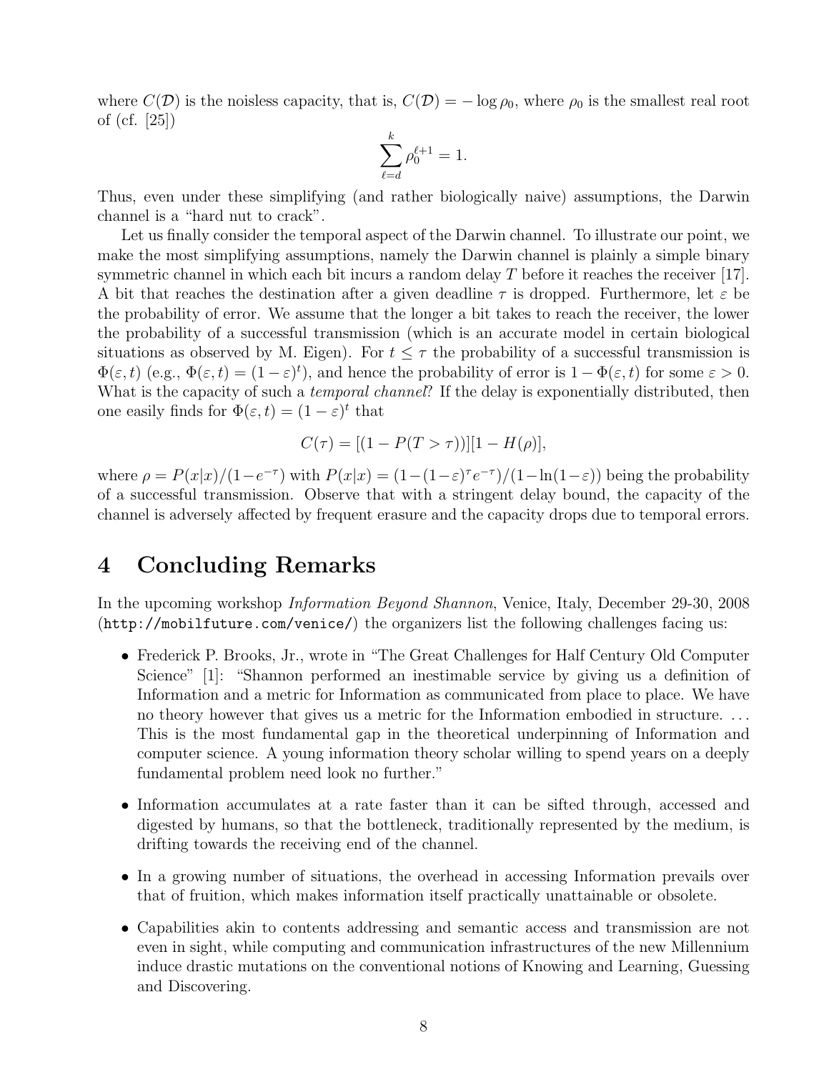where $C(\mathcal{D})$ is the noisless capacity, that is, $C(\mathcal{D}) = -\log \rho_0$, where $\rho_0$ is the smallest real root of (cf. [25])

$$\sum_{\ell=d}^{k} \rho_0^{\ell+1} = 1.$$

Thus, even under these simplifying (and rather biologically naive) assumptions, the Darwin channel is a "hard nut to crack".

Let us finally consider the temporal aspect of the Darwin channel. To illustrate our point, we make the most simplifying assumptions, namely the Darwin channel is plainly a simple binary symmetric channel in which each bit incurs a random delay $T$ before it reaches the receiver [17]. A bit that reaches the destination after a given deadline $\tau$ is dropped. Furthermore, let $\varepsilon$ be the probability of error. We assume that the longer a bit takes to reach the receiver, the lower the probability of a successful transmission (which is an accurate model in certain biological situations as observed by M. Eigen). For $t \leq \tau$ the probability of a successful transmission is $\Phi(\varepsilon, t)$ (e.g., $\Phi(\varepsilon, t) = (1-\varepsilon)^t$), and hence the probability of error is $1 - \Phi(\varepsilon, t)$ for some $\varepsilon > 0$. What is the capacity of such a *temporal channel*? If the delay is exponentially distributed, then one easily finds for $\Phi(\varepsilon, t) = (1-\varepsilon)^t$ that

$$C(\tau) = [(1 - P(T > \tau))][1 - H(\rho)],$$

where $\rho = P(x|x)/(1-e^{-\tau})$ with $P(x|x) = (1-(1-\varepsilon)^\tau e^{-\tau})/(1-\ln(1-\varepsilon))$ being the probability of a successful transmission. Observe that with a stringent delay bound, the capacity of the channel is adversely affected by frequent erasure and the capacity drops due to temporal errors.

# 4 Concluding Remarks

In the upcoming workshop *Information Beyond Shannon*, Venice, Italy, December 29-30, 2008 (`http://mobilfuture.com/venice/`) the organizers list the following challenges facing us:

- Frederick P. Brooks, Jr., wrote in "The Great Challenges for Half Century Old Computer Science" [1]: "Shannon performed an inestimable service by giving us a definition of Information and a metric for Information as communicated from place to place. We have no theory however that gives us a metric for the Information embodied in structure. ... This is the most fundamental gap in the theoretical underpinning of Information and computer science. A young information theory scholar willing to spend years on a deeply fundamental problem need look no further."
- Information accumulates at a rate faster than it can be sifted through, accessed and digested by humans, so that the bottleneck, traditionally represented by the medium, is drifting towards the receiving end of the channel.
- In a growing number of situations, the overhead in accessing Information prevails over that of fruition, which makes information itself practically unattainable or obsolete.
- Capabilities akin to contents addressing and semantic access and transmission are not even in sight, while computing and communication infrastructures of the new Millennium induce drastic mutations on the conventional notions of Knowing and Learning, Guessing and Discovering.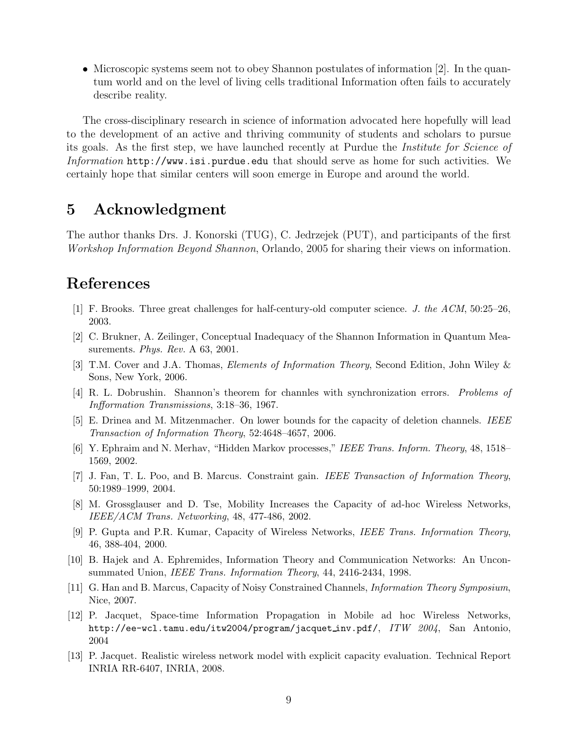- Microscopic systems seem not to obey Shannon postulates of information [2]. In the quantum world and on the level of living cells traditional Information often fails to accurately describe reality.

The cross-disciplinary research in science of information advocated here hopefully will lead to the development of an active and thriving community of students and scholars to pursue its goals. As the first step, we have launched recently at Purdue the *Institute for Science of Information* `http://www.isi.purdue.edu` that should serve as home for such activities. We certainly hope that similar centers will soon emerge in Europe and around the world.

## 5 Acknowledgment

The author thanks Drs. J. Konorski (TUG), C. Jedrzejek (PUT), and participants of the first *Workshop Information Beyond Shannon*, Orlando, 2005 for sharing their views on information.

## References

[1] F. Brooks. Three great challenges for half-century-old computer science. *J. the ACM*, 50:25–26, 2003.

[2] C. Brukner, A. Zeilinger, Conceptual Inadequacy of the Shannon Information in Quantum Measurements. *Phys. Rev.* A 63, 2001.

[3] T.M. Cover and J.A. Thomas, *Elements of Information Theory*, Second Edition, John Wiley & Sons, New York, 2006.

[4] R. L. Dobrushin. Shannon's theorem for channles with synchronization errors. *Problems of Infformation Transmissions*, 3:18–36, 1967.

[5] E. Drinea and M. Mitzenmacher. On lower bounds for the capacity of deletion channels. *IEEE Transaction of Information Theory*, 52:4648–4657, 2006.

[6] Y. Ephraim and N. Merhav, "Hidden Markov processes," *IEEE Trans. Inform. Theory*, 48, 1518–1569, 2002.

[7] J. Fan, T. L. Poo, and B. Marcus. Constraint gain. *IEEE Transaction of Information Theory*, 50:1989–1999, 2004.

[8] M. Grossglauser and D. Tse, Mobility Increases the Capacity of ad-hoc Wireless Networks, *IEEE/ACM Trans. Networking*, 48, 477-486, 2002.

[9] P. Gupta and P.R. Kumar, Capacity of Wireless Networks, *IEEE Trans. Information Theory*, 46, 388-404, 2000.

[10] B. Hajek and A. Ephremides, Information Theory and Communication Networks: An Unconsummated Union, *IEEE Trans. Information Theory*, 44, 2416-2434, 1998.

[11] G. Han and B. Marcus, Capacity of Noisy Constrained Channels, *Information Theory Symposium*, Nice, 2007.

[12] P. Jacquet, Space-time Information Propagation in Mobile ad hoc Wireless Networks, `http://ee-wcl.tamu.edu/itw2004/program/jacquet_inv.pdf/`, *ITW 2004*, San Antonio, 2004

[13] P. Jacquet. Realistic wireless network model with explicit capacity evaluation. Technical Report INRIA RR-6407, INRIA, 2008.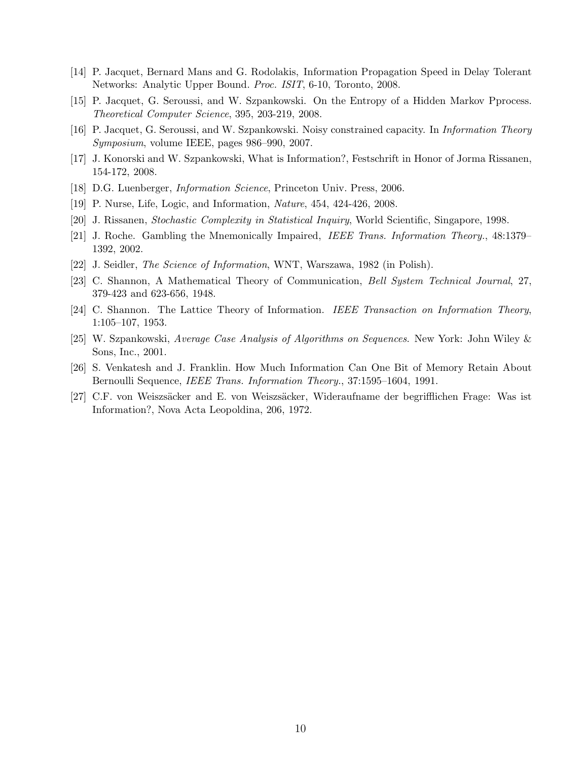[14] P. Jacquet, Bernard Mans and G. Rodolakis, Information Propagation Speed in Delay Tolerant Networks: Analytic Upper Bound. *Proc. ISIT*, 6-10, Toronto, 2008.

[15] P. Jacquet, G. Seroussi, and W. Szpankowski. On the Entropy of a Hidden Markov Pprocess. *Theoretical Computer Science*, 395, 203-219, 2008.

[16] P. Jacquet, G. Seroussi, and W. Szpankowski. Noisy constrained capacity. In *Information Theory Symposium*, volume IEEE, pages 986–990, 2007.

[17] J. Konorski and W. Szpankowski, What is Information?, Festschrift in Honor of Jorma Rissanen, 154-172, 2008.

[18] D.G. Luenberger, *Information Science*, Princeton Univ. Press, 2006.

[19] P. Nurse, Life, Logic, and Information, *Nature*, 454, 424-426, 2008.

[20] J. Rissanen, *Stochastic Complexity in Statistical Inquiry*, World Scientific, Singapore, 1998.

[21] J. Roche. Gambling the Mnemonically Impaired, *IEEE Trans. Information Theory.*, 48:1379–1392, 2002.

[22] J. Seidler, *The Science of Information*, WNT, Warszawa, 1982 (in Polish).

[23] C. Shannon, A Mathematical Theory of Communication, *Bell System Technical Journal*, 27, 379-423 and 623-656, 1948.

[24] C. Shannon. The Lattice Theory of Information. *IEEE Transaction on Information Theory*, 1:105–107, 1953.

[25] W. Szpankowski, *Average Case Analysis of Algorithms on Sequences*. New York: John Wiley & Sons, Inc., 2001.

[26] S. Venkatesh and J. Franklin. How Much Information Can One Bit of Memory Retain About Bernoulli Sequence, *IEEE Trans. Information Theory.*, 37:1595–1604, 1991.

[27] C.F. von Weiszsäcker and E. von Weiszsäcker, Wideraufname der begrifflichen Frage: Was ist Information?, Nova Acta Leopoldina, 206, 1972.